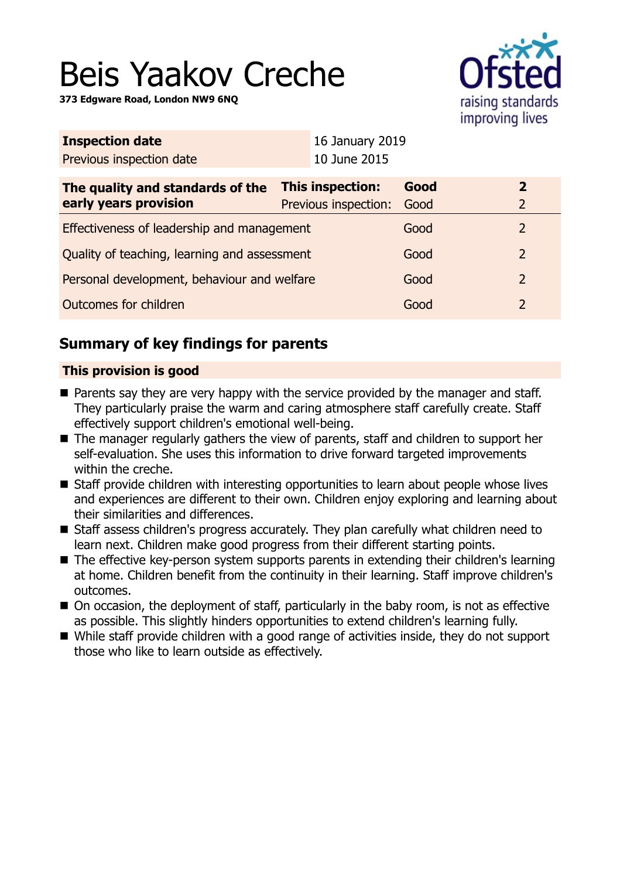# Beis Yaakov Creche

**373 Edgware Road, London NW9 6NQ**

| **Inspection date** | 16 January 2019 |
|---|---|
| Previous inspection date | 10 June 2015 |

| **The quality and standards of the early years provision** | **This inspection:** | **Good** | **2** |
|---|---|---|---|
| | Previous inspection: | Good | 2 |
| Effectiveness of leadership and management | | Good | 2 |
| Quality of teaching, learning and assessment | | Good | 2 |
| Personal development, behaviour and welfare | | Good | 2 |
| Outcomes for children | | Good | 2 |

## Summary of key findings for parents

**This provision is good**

- Parents say they are very happy with the service provided by the manager and staff. They particularly praise the warm and caring atmosphere staff carefully create. Staff effectively support children's emotional well-being.
- The manager regularly gathers the view of parents, staff and children to support her self-evaluation. She uses this information to drive forward targeted improvements within the creche.
- Staff provide children with interesting opportunities to learn about people whose lives and experiences are different to their own. Children enjoy exploring and learning about their similarities and differences.
- Staff assess children's progress accurately. They plan carefully what children need to learn next. Children make good progress from their different starting points.
- The effective key-person system supports parents in extending their children's learning at home. Children benefit from the continuity in their learning. Staff improve children's outcomes.
- On occasion, the deployment of staff, particularly in the baby room, is not as effective as possible. This slightly hinders opportunities to extend children's learning fully.
- While staff provide children with a good range of activities inside, they do not support those who like to learn outside as effectively.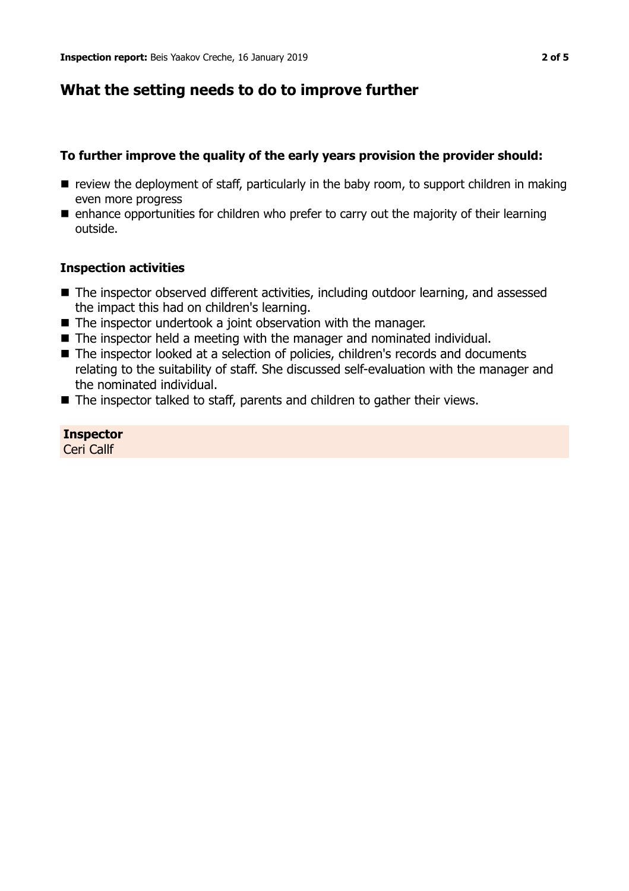## What the setting needs to do to improve further

### To further improve the quality of the early years provision the provider should:

- review the deployment of staff, particularly in the baby room, to support children in making even more progress
- enhance opportunities for children who prefer to carry out the majority of their learning outside.

### Inspection activities

- The inspector observed different activities, including outdoor learning, and assessed the impact this had on children's learning.
- The inspector undertook a joint observation with the manager.
- The inspector held a meeting with the manager and nominated individual.
- The inspector looked at a selection of policies, children's records and documents relating to the suitability of staff. She discussed self-evaluation with the manager and the nominated individual.
- The inspector talked to staff, parents and children to gather their views.

**Inspector**
Ceri Callf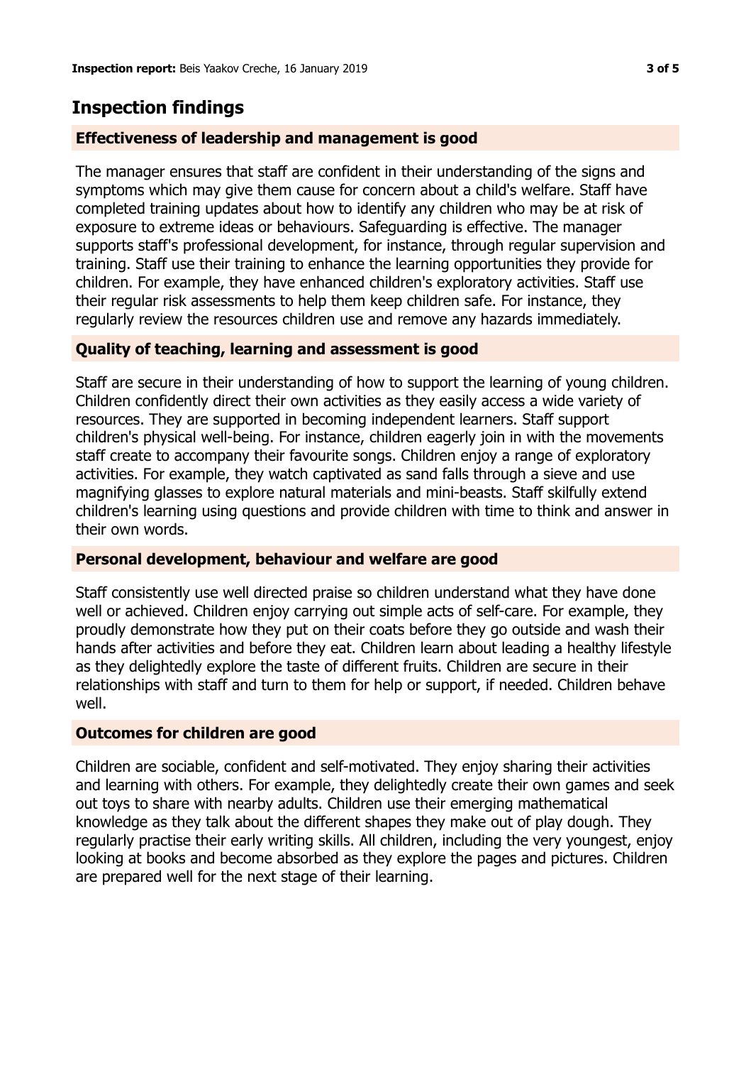## Inspection findings

### Effectiveness of leadership and management is good

The manager ensures that staff are confident in their understanding of the signs and symptoms which may give them cause for concern about a child's welfare. Staff have completed training updates about how to identify any children who may be at risk of exposure to extreme ideas or behaviours. Safeguarding is effective. The manager supports staff's professional development, for instance, through regular supervision and training. Staff use their training to enhance the learning opportunities they provide for children. For example, they have enhanced children's exploratory activities. Staff use their regular risk assessments to help them keep children safe. For instance, they regularly review the resources children use and remove any hazards immediately.

### Quality of teaching, learning and assessment is good

Staff are secure in their understanding of how to support the learning of young children. Children confidently direct their own activities as they easily access a wide variety of resources. They are supported in becoming independent learners. Staff support children's physical well-being. For instance, children eagerly join in with the movements staff create to accompany their favourite songs. Children enjoy a range of exploratory activities. For example, they watch captivated as sand falls through a sieve and use magnifying glasses to explore natural materials and mini-beasts. Staff skilfully extend children's learning using questions and provide children with time to think and answer in their own words.

### Personal development, behaviour and welfare are good

Staff consistently use well directed praise so children understand what they have done well or achieved. Children enjoy carrying out simple acts of self-care. For example, they proudly demonstrate how they put on their coats before they go outside and wash their hands after activities and before they eat. Children learn about leading a healthy lifestyle as they delightedly explore the taste of different fruits. Children are secure in their relationships with staff and turn to them for help or support, if needed. Children behave well.

### Outcomes for children are good

Children are sociable, confident and self-motivated. They enjoy sharing their activities and learning with others. For example, they delightedly create their own games and seek out toys to share with nearby adults. Children use their emerging mathematical knowledge as they talk about the different shapes they make out of play dough. They regularly practise their early writing skills. All children, including the very youngest, enjoy looking at books and become absorbed as they explore the pages and pictures. Children are prepared well for the next stage of their learning.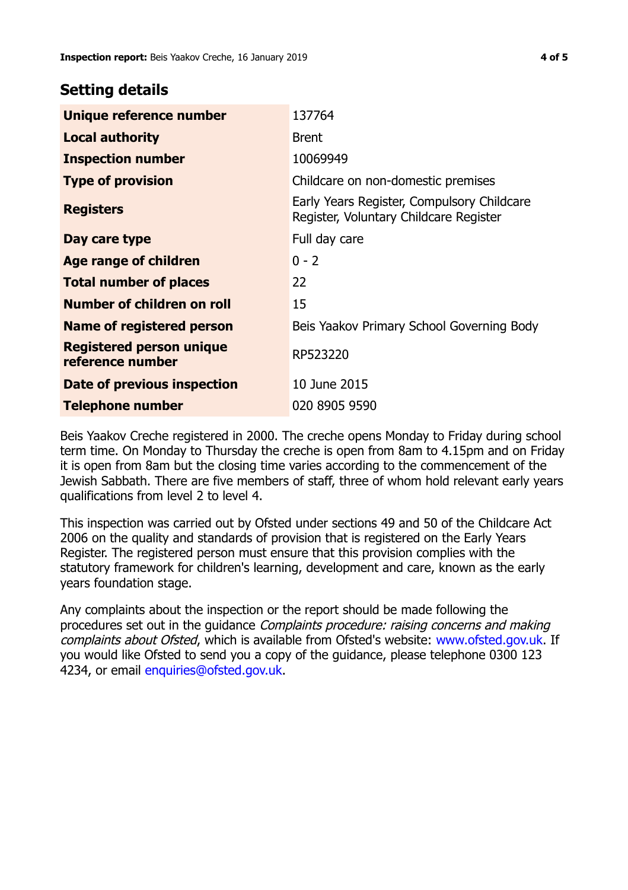## Setting details

| | |
|---|---|
| **Unique reference number** | 137764 |
| **Local authority** | Brent |
| **Inspection number** | 10069949 |
| **Type of provision** | Childcare on non-domestic premises |
| **Registers** | Early Years Register, Compulsory Childcare Register, Voluntary Childcare Register |
| **Day care type** | Full day care |
| **Age range of children** | 0 - 2 |
| **Total number of places** | 22 |
| **Number of children on roll** | 15 |
| **Name of registered person** | Beis Yaakov Primary School Governing Body |
| **Registered person unique reference number** | RP523220 |
| **Date of previous inspection** | 10 June 2015 |
| **Telephone number** | 020 8905 9590 |

Beis Yaakov Creche registered in 2000. The creche opens Monday to Friday during school term time. On Monday to Thursday the creche is open from 8am to 4.15pm and on Friday it is open from 8am but the closing time varies according to the commencement of the Jewish Sabbath. There are five members of staff, three of whom hold relevant early years qualifications from level 2 to level 4.

This inspection was carried out by Ofsted under sections 49 and 50 of the Childcare Act 2006 on the quality and standards of provision that is registered on the Early Years Register. The registered person must ensure that this provision complies with the statutory framework for children's learning, development and care, known as the early years foundation stage.

Any complaints about the inspection or the report should be made following the procedures set out in the guidance *Complaints procedure: raising concerns and making complaints about Ofsted*, which is available from Ofsted's website: www.ofsted.gov.uk. If you would like Ofsted to send you a copy of the guidance, please telephone 0300 123 4234, or email enquiries@ofsted.gov.uk.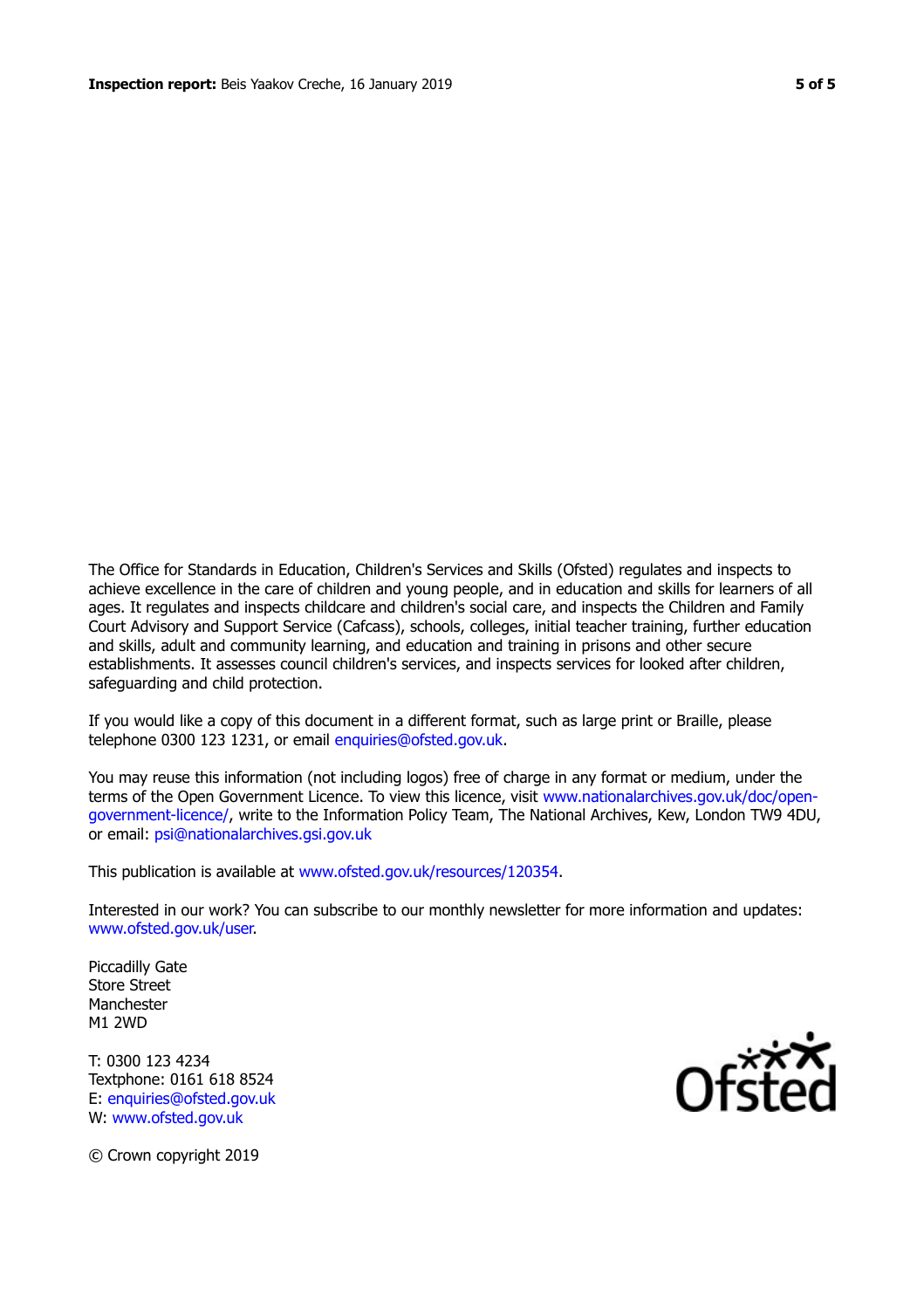The Office for Standards in Education, Children's Services and Skills (Ofsted) regulates and inspects to achieve excellence in the care of children and young people, and in education and skills for learners of all ages. It regulates and inspects childcare and children's social care, and inspects the Children and Family Court Advisory and Support Service (Cafcass), schools, colleges, initial teacher training, further education and skills, adult and community learning, and education and training in prisons and other secure establishments. It assesses council children's services, and inspects services for looked after children, safeguarding and child protection.

If you would like a copy of this document in a different format, such as large print or Braille, please telephone 0300 123 1231, or email enquiries@ofsted.gov.uk.

You may reuse this information (not including logos) free of charge in any format or medium, under the terms of the Open Government Licence. To view this licence, visit www.nationalarchives.gov.uk/doc/open-government-licence/, write to the Information Policy Team, The National Archives, Kew, London TW9 4DU, or email: psi@nationalarchives.gsi.gov.uk

This publication is available at www.ofsted.gov.uk/resources/120354.

Interested in our work? You can subscribe to our monthly newsletter for more information and updates: www.ofsted.gov.uk/user.

Piccadilly Gate
Store Street
Manchester
M1 2WD

T: 0300 123 4234
Textphone: 0161 618 8524
E: enquiries@ofsted.gov.uk
W: www.ofsted.gov.uk

© Crown copyright 2019